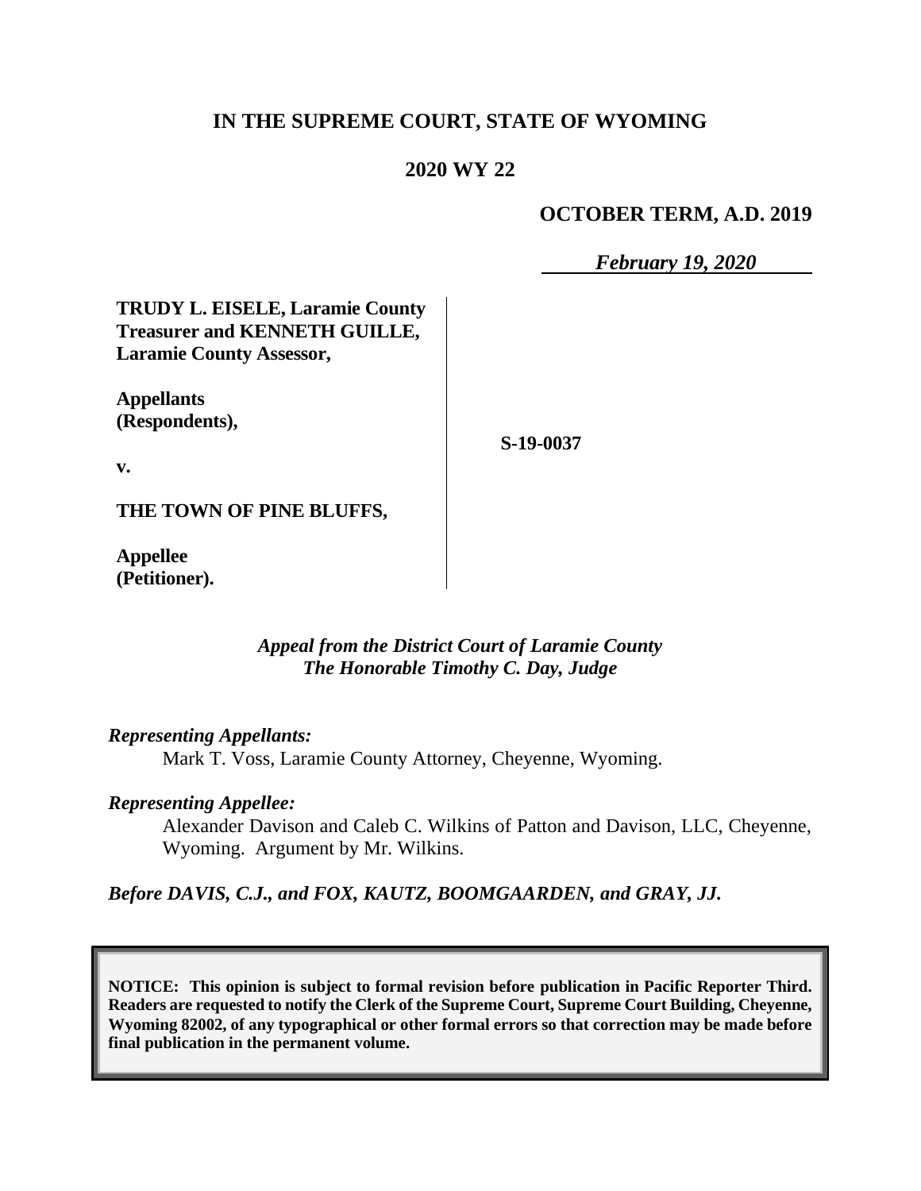# IN THE SUPREME COURT, STATE OF WYOMING

## 2020 WY 22

**OCTOBER TERM, A.D. 2019**

***February 19, 2020***

**TRUDY L. EISELE, Laramie County Treasurer and KENNETH GUILLE, Laramie County Assessor,**

**Appellants (Respondents),**

**v.**

**THE TOWN OF PINE BLUFFS,**

**Appellee (Petitioner).**

**S-19-0037**

*Appeal from the District Court of Laramie County*
*The Honorable Timothy C. Day, Judge*

*Representing Appellants:*

Mark T. Voss, Laramie County Attorney, Cheyenne, Wyoming.

*Representing Appellee:*

Alexander Davison and Caleb C. Wilkins of Patton and Davison, LLC, Cheyenne, Wyoming. Argument by Mr. Wilkins.

*Before DAVIS, C.J., and FOX, KAUTZ, BOOMGAARDEN, and GRAY, JJ.*

**NOTICE: This opinion is subject to formal revision before publication in Pacific Reporter Third. Readers are requested to notify the Clerk of the Supreme Court, Supreme Court Building, Cheyenne, Wyoming 82002, of any typographical or other formal errors so that correction may be made before final publication in the permanent volume.**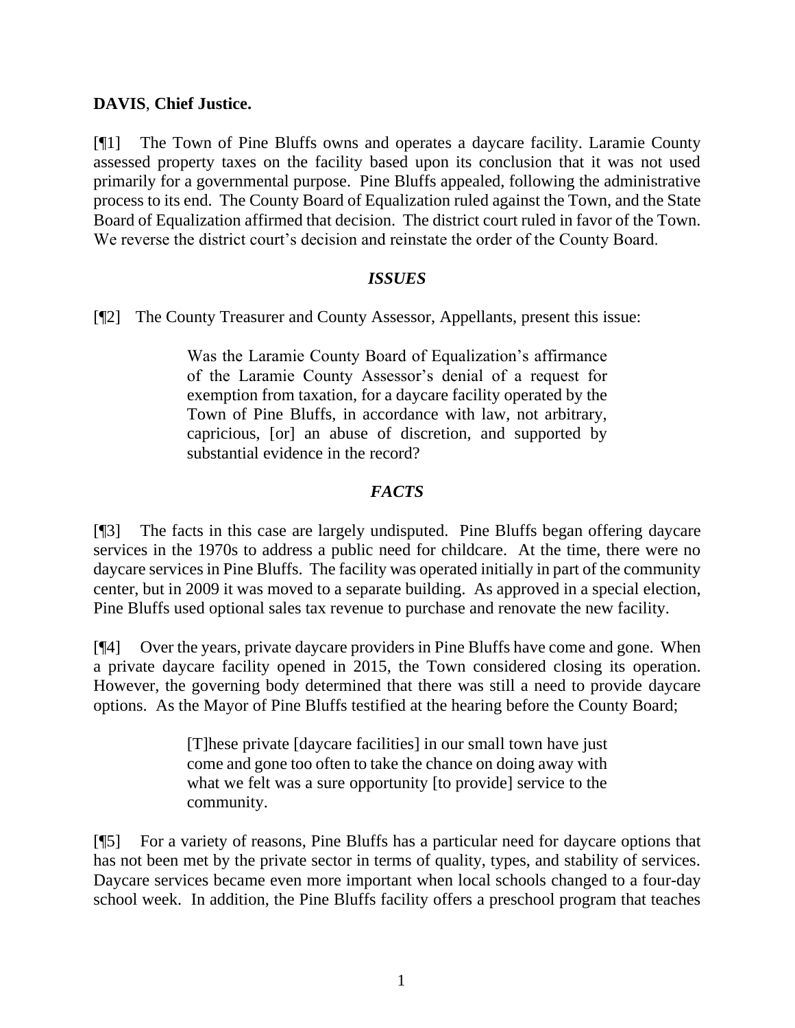**DAVIS**, **Chief Justice.**

[¶1] The Town of Pine Bluffs owns and operates a daycare facility. Laramie County assessed property taxes on the facility based upon its conclusion that it was not used primarily for a governmental purpose. Pine Bluffs appealed, following the administrative process to its end. The County Board of Equalization ruled against the Town, and the State Board of Equalization affirmed that decision. The district court ruled in favor of the Town. We reverse the district court's decision and reinstate the order of the County Board.

### *ISSUES*

[¶2] The County Treasurer and County Assessor, Appellants, present this issue:

> Was the Laramie County Board of Equalization's affirmance of the Laramie County Assessor's denial of a request for exemption from taxation, for a daycare facility operated by the Town of Pine Bluffs, in accordance with law, not arbitrary, capricious, [or] an abuse of discretion, and supported by substantial evidence in the record?

### *FACTS*

[¶3] The facts in this case are largely undisputed. Pine Bluffs began offering daycare services in the 1970s to address a public need for childcare. At the time, there were no daycare services in Pine Bluffs. The facility was operated initially in part of the community center, but in 2009 it was moved to a separate building. As approved in a special election, Pine Bluffs used optional sales tax revenue to purchase and renovate the new facility.

[¶4] Over the years, private daycare providers in Pine Bluffs have come and gone. When a private daycare facility opened in 2015, the Town considered closing its operation. However, the governing body determined that there was still a need to provide daycare options. As the Mayor of Pine Bluffs testified at the hearing before the County Board;

> [T]hese private [daycare facilities] in our small town have just come and gone too often to take the chance on doing away with what we felt was a sure opportunity [to provide] service to the community.

[¶5] For a variety of reasons, Pine Bluffs has a particular need for daycare options that has not been met by the private sector in terms of quality, types, and stability of services. Daycare services became even more important when local schools changed to a four-day school week. In addition, the Pine Bluffs facility offers a preschool program that teaches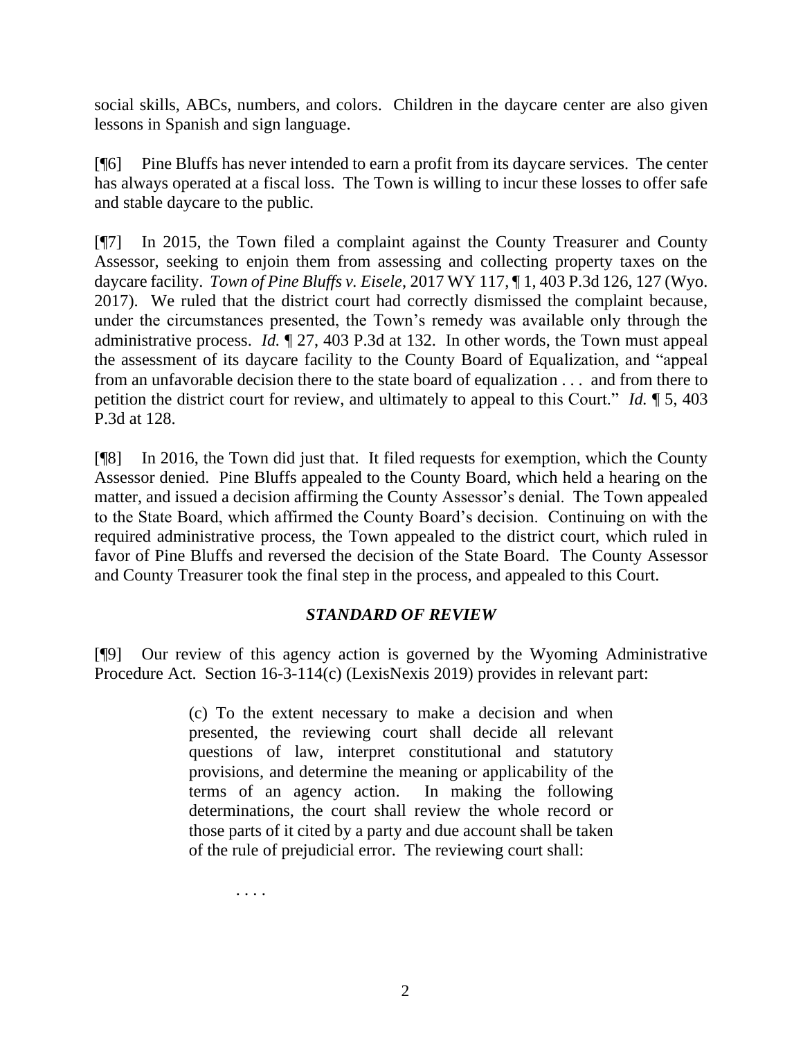social skills, ABCs, numbers, and colors. Children in the daycare center are also given lessons in Spanish and sign language.

[¶6] Pine Bluffs has never intended to earn a profit from its daycare services. The center has always operated at a fiscal loss. The Town is willing to incur these losses to offer safe and stable daycare to the public.

[¶7] In 2015, the Town filed a complaint against the County Treasurer and County Assessor, seeking to enjoin them from assessing and collecting property taxes on the daycare facility. *Town of Pine Bluffs v. Eisele*, 2017 WY 117, ¶ 1, 403 P.3d 126, 127 (Wyo. 2017). We ruled that the district court had correctly dismissed the complaint because, under the circumstances presented, the Town's remedy was available only through the administrative process. *Id.* ¶ 27, 403 P.3d at 132. In other words, the Town must appeal the assessment of its daycare facility to the County Board of Equalization, and "appeal from an unfavorable decision there to the state board of equalization . . . and from there to petition the district court for review, and ultimately to appeal to this Court." *Id.* ¶ 5, 403 P.3d at 128.

[¶8] In 2016, the Town did just that. It filed requests for exemption, which the County Assessor denied. Pine Bluffs appealed to the County Board, which held a hearing on the matter, and issued a decision affirming the County Assessor's denial. The Town appealed to the State Board, which affirmed the County Board's decision. Continuing on with the required administrative process, the Town appealed to the district court, which ruled in favor of Pine Bluffs and reversed the decision of the State Board. The County Assessor and County Treasurer took the final step in the process, and appealed to this Court.

## *STANDARD OF REVIEW*

[¶9] Our review of this agency action is governed by the Wyoming Administrative Procedure Act. Section 16-3-114(c) (LexisNexis 2019) provides in relevant part:

> (c) To the extent necessary to make a decision and when presented, the reviewing court shall decide all relevant questions of law, interpret constitutional and statutory provisions, and determine the meaning or applicability of the terms of an agency action. In making the following determinations, the court shall review the whole record or those parts of it cited by a party and due account shall be taken of the rule of prejudicial error. The reviewing court shall:
>
> . . . .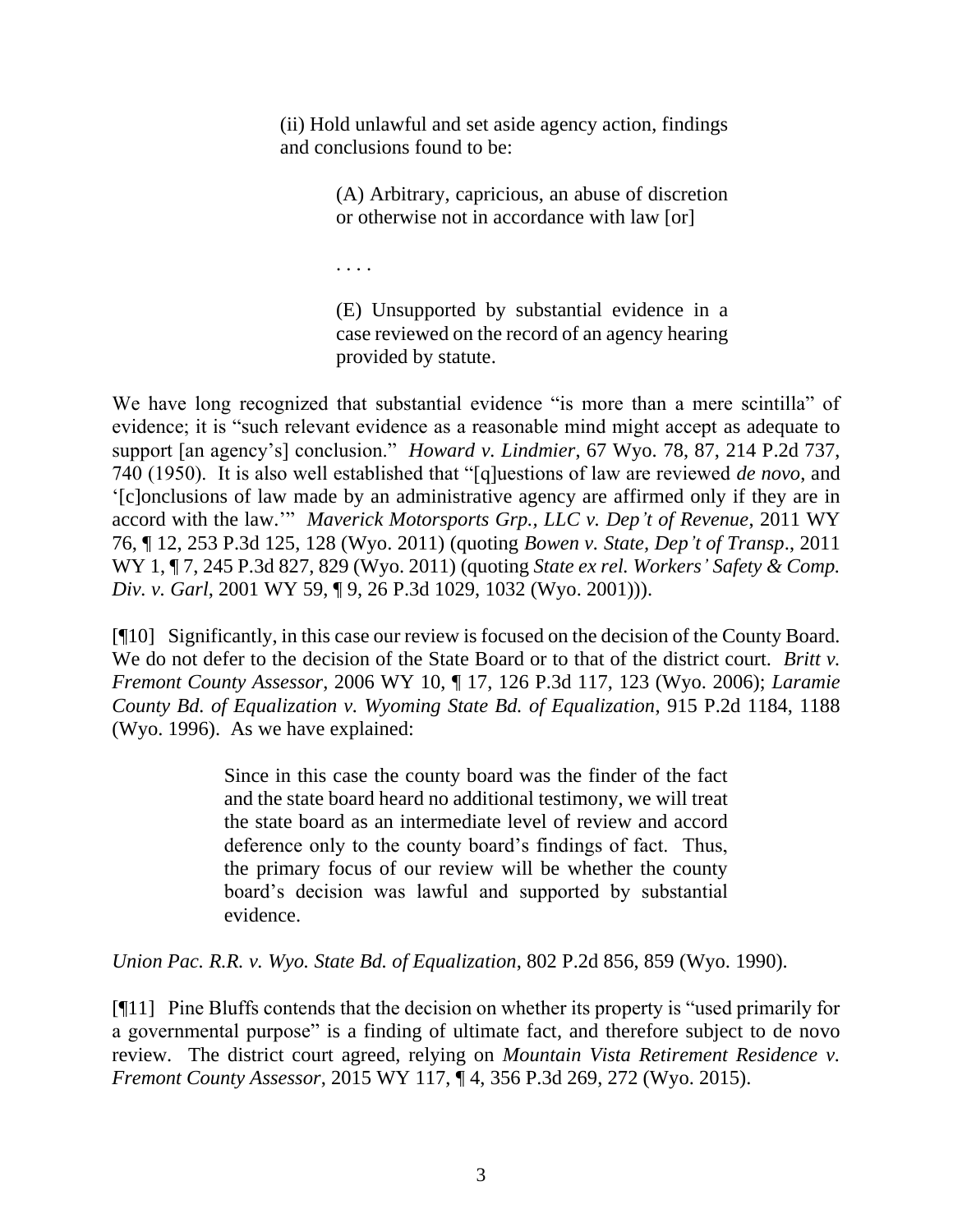> (ii) Hold unlawful and set aside agency action, findings and conclusions found to be:
>
> > (A) Arbitrary, capricious, an abuse of discretion or otherwise not in accordance with law [or]
> >
> > . . . .
> >
> > (E) Unsupported by substantial evidence in a case reviewed on the record of an agency hearing provided by statute.

We have long recognized that substantial evidence "is more than a mere scintilla" of evidence; it is "such relevant evidence as a reasonable mind might accept as adequate to support [an agency's] conclusion." *Howard v. Lindmier*, 67 Wyo. 78, 87, 214 P.2d 737, 740 (1950). It is also well established that "[q]uestions of law are reviewed *de novo*, and '[c]onclusions of law made by an administrative agency are affirmed only if they are in accord with the law.'" *Maverick Motorsports Grp., LLC v. Dep't of Revenue*, 2011 WY 76, ¶ 12, 253 P.3d 125, 128 (Wyo. 2011) (quoting *Bowen v. State, Dep't of Transp*., 2011 WY 1, ¶ 7, 245 P.3d 827, 829 (Wyo. 2011) (quoting *State ex rel. Workers' Safety & Comp. Div. v. Garl*, 2001 WY 59, ¶ 9, 26 P.3d 1029, 1032 (Wyo. 2001))).

[¶10] Significantly, in this case our review is focused on the decision of the County Board. We do not defer to the decision of the State Board or to that of the district court. *Britt v. Fremont County Assessor*, 2006 WY 10, ¶ 17, 126 P.3d 117, 123 (Wyo. 2006); *Laramie County Bd. of Equalization v. Wyoming State Bd. of Equalization*, 915 P.2d 1184, 1188 (Wyo. 1996). As we have explained:

> Since in this case the county board was the finder of the fact and the state board heard no additional testimony, we will treat the state board as an intermediate level of review and accord deference only to the county board's findings of fact. Thus, the primary focus of our review will be whether the county board's decision was lawful and supported by substantial evidence.

*Union Pac. R.R. v. Wyo. State Bd. of Equalization*, 802 P.2d 856, 859 (Wyo. 1990).

[¶11] Pine Bluffs contends that the decision on whether its property is "used primarily for a governmental purpose" is a finding of ultimate fact, and therefore subject to de novo review. The district court agreed, relying on *Mountain Vista Retirement Residence v. Fremont County Assessor*, 2015 WY 117, ¶ 4, 356 P.3d 269, 272 (Wyo. 2015).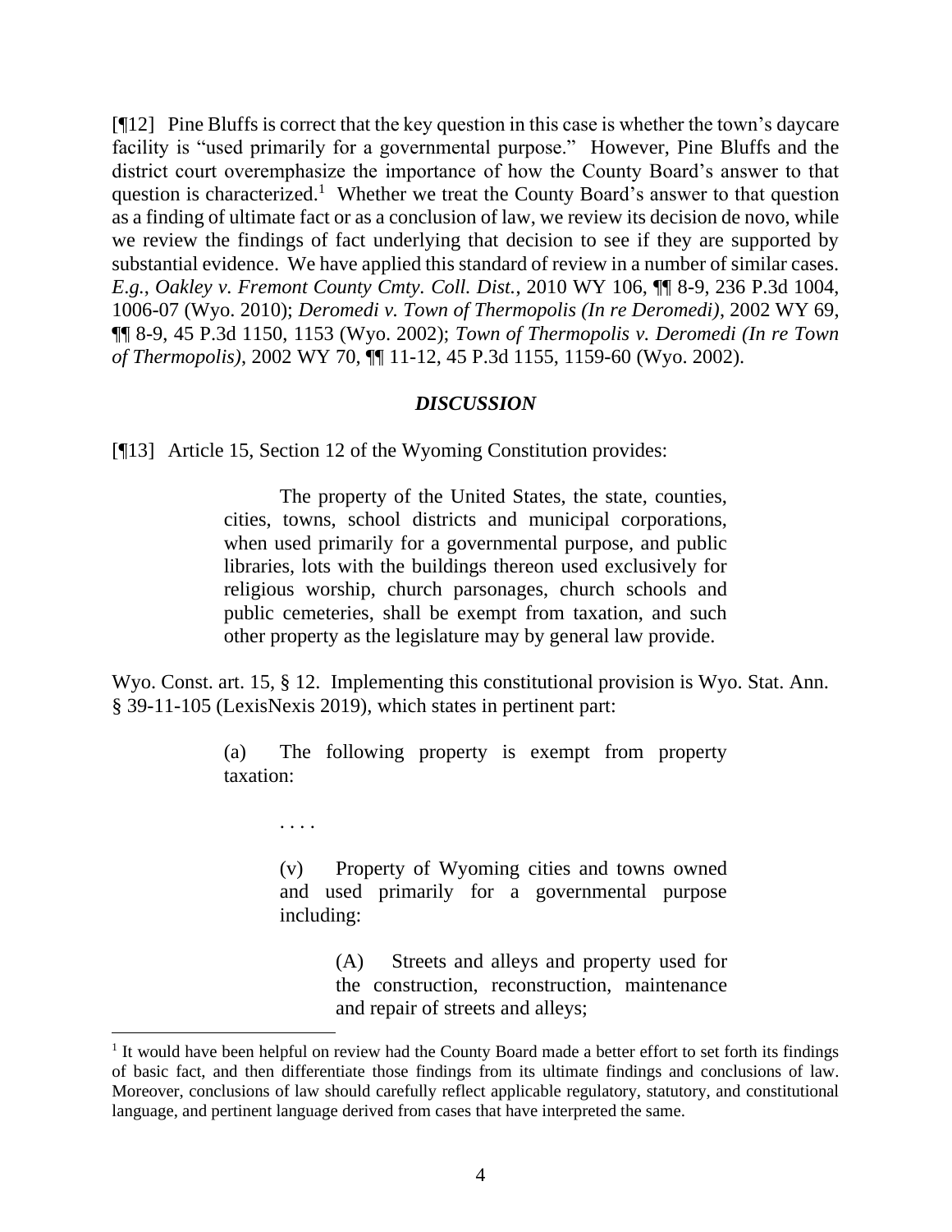[¶12] Pine Bluffs is correct that the key question in this case is whether the town's daycare facility is "used primarily for a governmental purpose." However, Pine Bluffs and the district court overemphasize the importance of how the County Board's answer to that question is characterized.[1] Whether we treat the County Board's answer to that question as a finding of ultimate fact or as a conclusion of law, we review its decision de novo, while we review the findings of fact underlying that decision to see if they are supported by substantial evidence. We have applied this standard of review in a number of similar cases. *E.g.*, *Oakley v. Fremont County Cmty. Coll. Dist.*, 2010 WY 106, ¶¶ 8-9, 236 P.3d 1004, 1006-07 (Wyo. 2010); *Deromedi v. Town of Thermopolis (In re Deromedi)*, 2002 WY 69, ¶¶ 8-9, 45 P.3d 1150, 1153 (Wyo. 2002); *Town of Thermopolis v. Deromedi (In re Town of Thermopolis)*, 2002 WY 70, ¶¶ 11-12, 45 P.3d 1155, 1159-60 (Wyo. 2002).

## *DISCUSSION*

[¶13] Article 15, Section 12 of the Wyoming Constitution provides:

> The property of the United States, the state, counties, cities, towns, school districts and municipal corporations, when used primarily for a governmental purpose, and public libraries, lots with the buildings thereon used exclusively for religious worship, church parsonages, church schools and public cemeteries, shall be exempt from taxation, and such other property as the legislature may by general law provide.

Wyo. Const. art. 15, § 12. Implementing this constitutional provision is Wyo. Stat. Ann. § 39-11-105 (LexisNexis 2019), which states in pertinent part:

> (a) The following property is exempt from property taxation:
>
> . . . .
>
> (v) Property of Wyoming cities and towns owned and used primarily for a governmental purpose including:
>
> (A) Streets and alleys and property used for the construction, reconstruction, maintenance and repair of streets and alleys;

---

[1] It would have been helpful on review had the County Board made a better effort to set forth its findings of basic fact, and then differentiate those findings from its ultimate findings and conclusions of law. Moreover, conclusions of law should carefully reflect applicable regulatory, statutory, and constitutional language, and pertinent language derived from cases that have interpreted the same.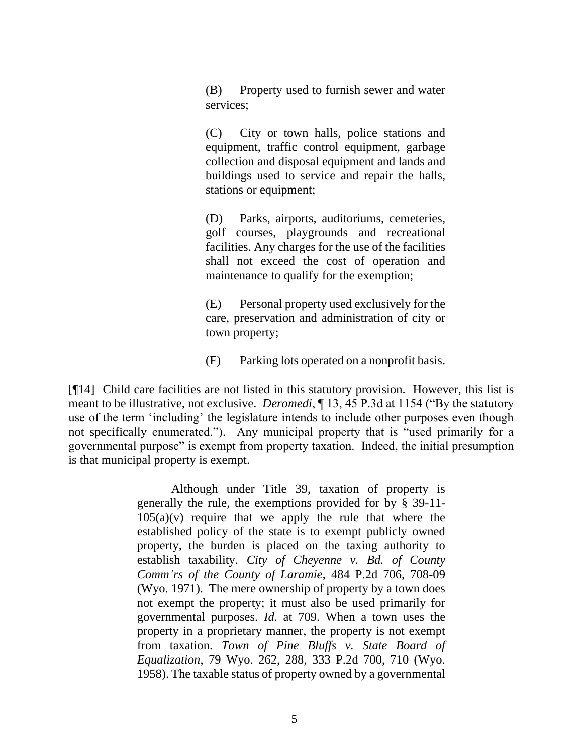> (B) Property used to furnish sewer and water services;
>
> (C) City or town halls, police stations and equipment, traffic control equipment, garbage collection and disposal equipment and lands and buildings used to service and repair the halls, stations or equipment;
>
> (D) Parks, airports, auditoriums, cemeteries, golf courses, playgrounds and recreational facilities. Any charges for the use of the facilities shall not exceed the cost of operation and maintenance to qualify for the exemption;
>
> (E) Personal property used exclusively for the care, preservation and administration of city or town property;
>
> (F) Parking lots operated on a nonprofit basis.

[¶14] Child care facilities are not listed in this statutory provision. However, this list is meant to be illustrative, not exclusive. *Deromedi*, ¶ 13, 45 P.3d at 1154 ("By the statutory use of the term 'including' the legislature intends to include other purposes even though not specifically enumerated."). Any municipal property that is "used primarily for a governmental purpose" is exempt from property taxation. Indeed, the initial presumption is that municipal property is exempt.

> Although under Title 39, taxation of property is generally the rule, the exemptions provided for by § 39-11-105(a)(v) require that we apply the rule that where the established policy of the state is to exempt publicly owned property, the burden is placed on the taxing authority to establish taxability. *City of Cheyenne v. Bd. of County Comm'rs of the County of Laramie*, 484 P.2d 706, 708-09 (Wyo. 1971). The mere ownership of property by a town does not exempt the property; it must also be used primarily for governmental purposes. *Id.* at 709. When a town uses the property in a proprietary manner, the property is not exempt from taxation. *Town of Pine Bluffs v. State Board of Equalization*, 79 Wyo. 262, 288, 333 P.2d 700, 710 (Wyo. 1958). The taxable status of property owned by a governmental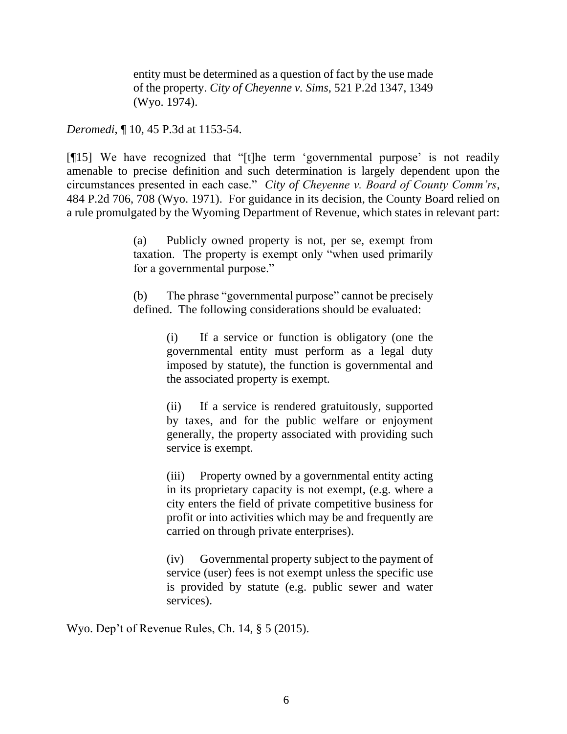> entity must be determined as a question of fact by the use made of the property. *City of Cheyenne v. Sims*, 521 P.2d 1347, 1349 (Wyo. 1974).

*Deromedi*, ¶ 10, 45 P.3d at 1153-54.

[¶15] We have recognized that "[t]he term 'governmental purpose' is not readily amenable to precise definition and such determination is largely dependent upon the circumstances presented in each case." *City of Cheyenne v. Board of County Comm'rs*, 484 P.2d 706, 708 (Wyo. 1971). For guidance in its decision, the County Board relied on a rule promulgated by the Wyoming Department of Revenue, which states in relevant part:

> (a) Publicly owned property is not, per se, exempt from taxation. The property is exempt only "when used primarily for a governmental purpose."
>
> (b) The phrase "governmental purpose" cannot be precisely defined. The following considerations should be evaluated:
>
> > (i) If a service or function is obligatory (one the governmental entity must perform as a legal duty imposed by statute), the function is governmental and the associated property is exempt.
> >
> > (ii) If a service is rendered gratuitously, supported by taxes, and for the public welfare or enjoyment generally, the property associated with providing such service is exempt.
> >
> > (iii) Property owned by a governmental entity acting in its proprietary capacity is not exempt, (e.g. where a city enters the field of private competitive business for profit or into activities which may be and frequently are carried on through private enterprises).
> >
> > (iv) Governmental property subject to the payment of service (user) fees is not exempt unless the specific use is provided by statute (e.g. public sewer and water services).

Wyo. Dep't of Revenue Rules, Ch. 14, § 5 (2015).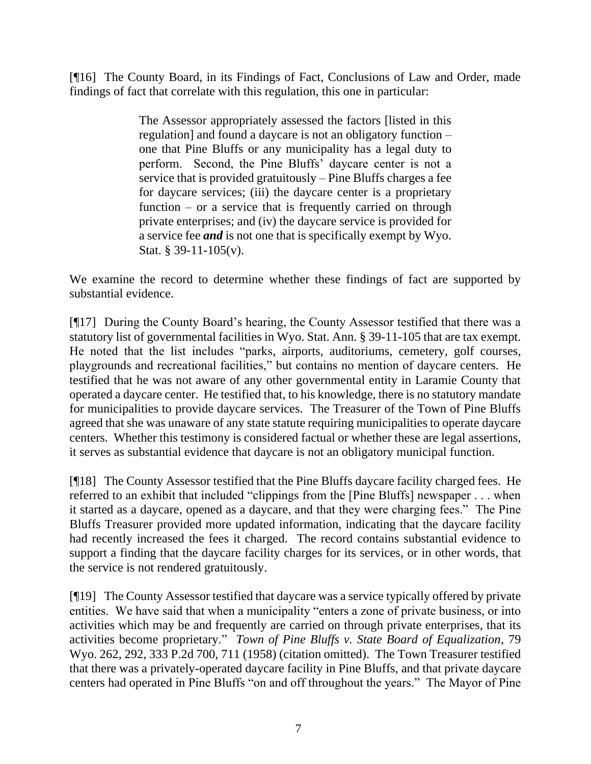[¶16] The County Board, in its Findings of Fact, Conclusions of Law and Order, made findings of fact that correlate with this regulation, this one in particular:

> The Assessor appropriately assessed the factors [listed in this regulation] and found a daycare is not an obligatory function – one that Pine Bluffs or any municipality has a legal duty to perform. Second, the Pine Bluffs' daycare center is not a service that is provided gratuitously – Pine Bluffs charges a fee for daycare services; (iii) the daycare center is a proprietary function – or a service that is frequently carried on through private enterprises; and (iv) the daycare service is provided for a service fee ***and*** is not one that is specifically exempt by Wyo. Stat. § 39-11-105(v).

We examine the record to determine whether these findings of fact are supported by substantial evidence.

[¶17] During the County Board's hearing, the County Assessor testified that there was a statutory list of governmental facilities in Wyo. Stat. Ann. § 39-11-105 that are tax exempt. He noted that the list includes "parks, airports, auditoriums, cemetery, golf courses, playgrounds and recreational facilities," but contains no mention of daycare centers. He testified that he was not aware of any other governmental entity in Laramie County that operated a daycare center. He testified that, to his knowledge, there is no statutory mandate for municipalities to provide daycare services. The Treasurer of the Town of Pine Bluffs agreed that she was unaware of any state statute requiring municipalities to operate daycare centers. Whether this testimony is considered factual or whether these are legal assertions, it serves as substantial evidence that daycare is not an obligatory municipal function.

[¶18] The County Assessor testified that the Pine Bluffs daycare facility charged fees. He referred to an exhibit that included "clippings from the [Pine Bluffs] newspaper . . . when it started as a daycare, opened as a daycare, and that they were charging fees." The Pine Bluffs Treasurer provided more updated information, indicating that the daycare facility had recently increased the fees it charged. The record contains substantial evidence to support a finding that the daycare facility charges for its services, or in other words, that the service is not rendered gratuitously.

[¶19] The County Assessor testified that daycare was a service typically offered by private entities. We have said that when a municipality "enters a zone of private business, or into activities which may be and frequently are carried on through private enterprises, that its activities become proprietary." *Town of Pine Bluffs v. State Board of Equalization*, 79 Wyo. 262, 292, 333 P.2d 700, 711 (1958) (citation omitted). The Town Treasurer testified that there was a privately-operated daycare facility in Pine Bluffs, and that private daycare centers had operated in Pine Bluffs "on and off throughout the years." The Mayor of Pine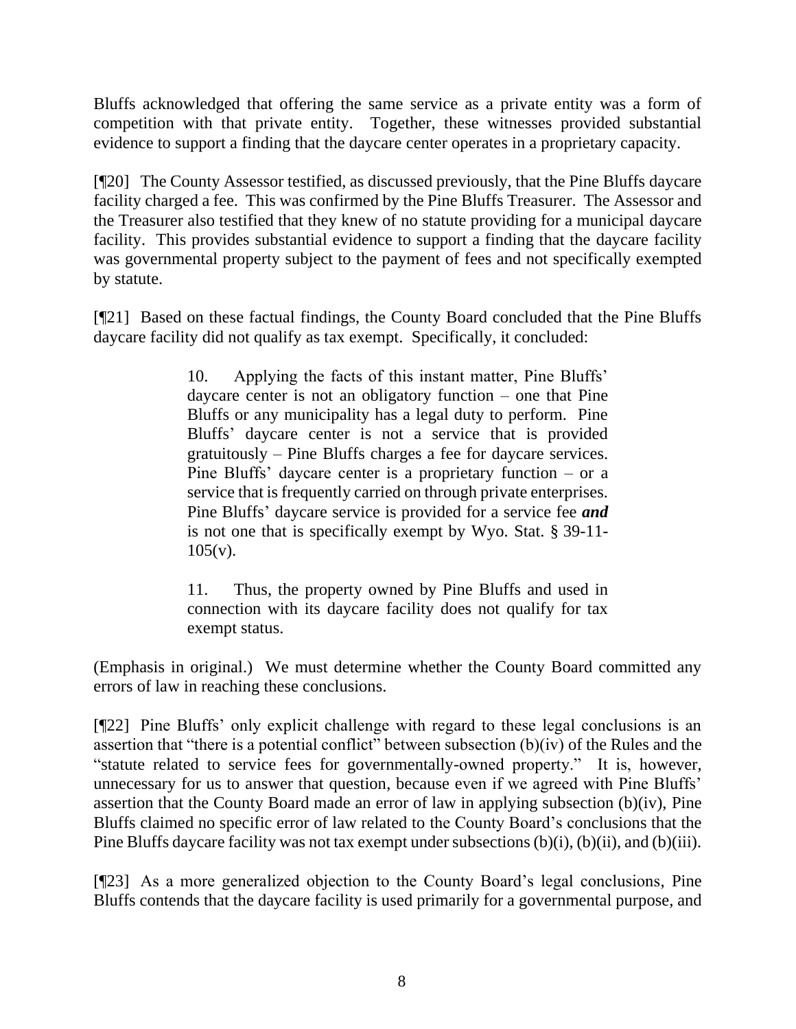Bluffs acknowledged that offering the same service as a private entity was a form of competition with that private entity. Together, these witnesses provided substantial evidence to support a finding that the daycare center operates in a proprietary capacity.

[¶20] The County Assessor testified, as discussed previously, that the Pine Bluffs daycare facility charged a fee. This was confirmed by the Pine Bluffs Treasurer. The Assessor and the Treasurer also testified that they knew of no statute providing for a municipal daycare facility. This provides substantial evidence to support a finding that the daycare facility was governmental property subject to the payment of fees and not specifically exempted by statute.

[¶21] Based on these factual findings, the County Board concluded that the Pine Bluffs daycare facility did not qualify as tax exempt. Specifically, it concluded:

> 10. Applying the facts of this instant matter, Pine Bluffs' daycare center is not an obligatory function – one that Pine Bluffs or any municipality has a legal duty to perform. Pine Bluffs' daycare center is not a service that is provided gratuitously – Pine Bluffs charges a fee for daycare services. Pine Bluffs' daycare center is a proprietary function – or a service that is frequently carried on through private enterprises. Pine Bluffs' daycare service is provided for a service fee ***and*** is not one that is specifically exempt by Wyo. Stat. § 39-11-105(v).
>
> 11. Thus, the property owned by Pine Bluffs and used in connection with its daycare facility does not qualify for tax exempt status.

(Emphasis in original.) We must determine whether the County Board committed any errors of law in reaching these conclusions.

[¶22] Pine Bluffs' only explicit challenge with regard to these legal conclusions is an assertion that "there is a potential conflict" between subsection (b)(iv) of the Rules and the "statute related to service fees for governmentally-owned property." It is, however, unnecessary for us to answer that question, because even if we agreed with Pine Bluffs' assertion that the County Board made an error of law in applying subsection (b)(iv), Pine Bluffs claimed no specific error of law related to the County Board's conclusions that the Pine Bluffs daycare facility was not tax exempt under subsections (b)(i), (b)(ii), and (b)(iii).

[¶23] As a more generalized objection to the County Board's legal conclusions, Pine Bluffs contends that the daycare facility is used primarily for a governmental purpose, and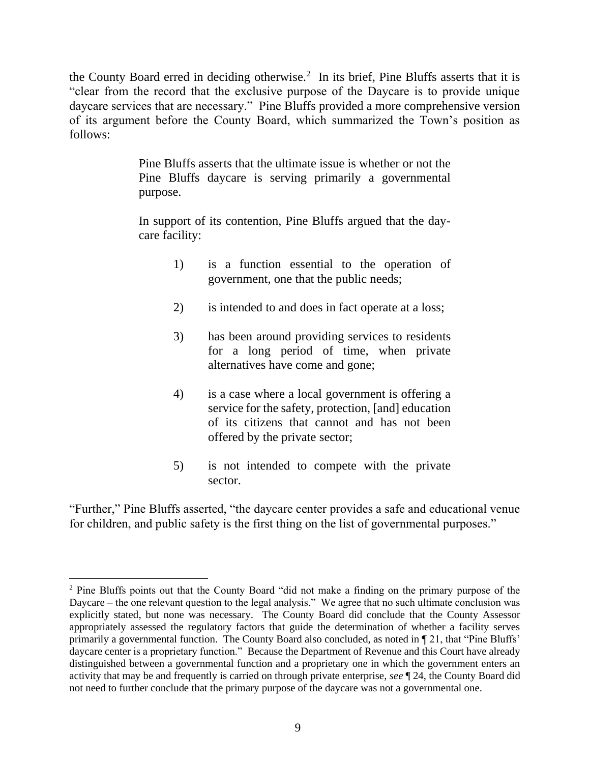the County Board erred in deciding otherwise.[2] In its brief, Pine Bluffs asserts that it is "clear from the record that the exclusive purpose of the Daycare is to provide unique daycare services that are necessary." Pine Bluffs provided a more comprehensive version of its argument before the County Board, which summarized the Town's position as follows:

> Pine Bluffs asserts that the ultimate issue is whether or not the Pine Bluffs daycare is serving primarily a governmental purpose.
>
> In support of its contention, Pine Bluffs argued that the day-care facility:
>
> 1) is a function essential to the operation of government, one that the public needs;
>
> 2) is intended to and does in fact operate at a loss;
>
> 3) has been around providing services to residents for a long period of time, when private alternatives have come and gone;
>
> 4) is a case where a local government is offering a service for the safety, protection, [and] education of its citizens that cannot and has not been offered by the private sector;
>
> 5) is not intended to compete with the private sector.

"Further," Pine Bluffs asserted, "the daycare center provides a safe and educational venue for children, and public safety is the first thing on the list of governmental purposes."

---

[2] Pine Bluffs points out that the County Board "did not make a finding on the primary purpose of the Daycare – the one relevant question to the legal analysis." We agree that no such ultimate conclusion was explicitly stated, but none was necessary. The County Board did conclude that the County Assessor appropriately assessed the regulatory factors that guide the determination of whether a facility serves primarily a governmental function. The County Board also concluded, as noted in ¶ 21, that "Pine Bluffs' daycare center is a proprietary function." Because the Department of Revenue and this Court have already distinguished between a governmental function and a proprietary one in which the government enters an activity that may be and frequently is carried on through private enterprise, *see* ¶ 24, the County Board did not need to further conclude that the primary purpose of the daycare was not a governmental one.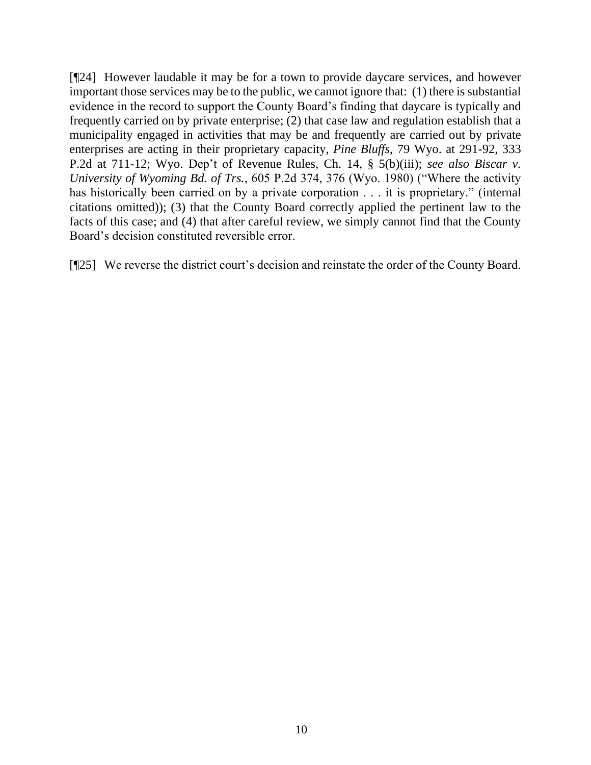[¶24] However laudable it may be for a town to provide daycare services, and however important those services may be to the public, we cannot ignore that: (1) there is substantial evidence in the record to support the County Board's finding that daycare is typically and frequently carried on by private enterprise; (2) that case law and regulation establish that a municipality engaged in activities that may be and frequently are carried out by private enterprises are acting in their proprietary capacity, *Pine Bluffs*, 79 Wyo. at 291-92, 333 P.2d at 711-12; Wyo. Dep't of Revenue Rules, Ch. 14, § 5(b)(iii); *see also Biscar v. University of Wyoming Bd. of Trs.*, 605 P.2d 374, 376 (Wyo. 1980) ("Where the activity has historically been carried on by a private corporation . . . it is proprietary." (internal citations omitted)); (3) that the County Board correctly applied the pertinent law to the facts of this case; and (4) that after careful review, we simply cannot find that the County Board's decision constituted reversible error.

[¶25] We reverse the district court's decision and reinstate the order of the County Board.